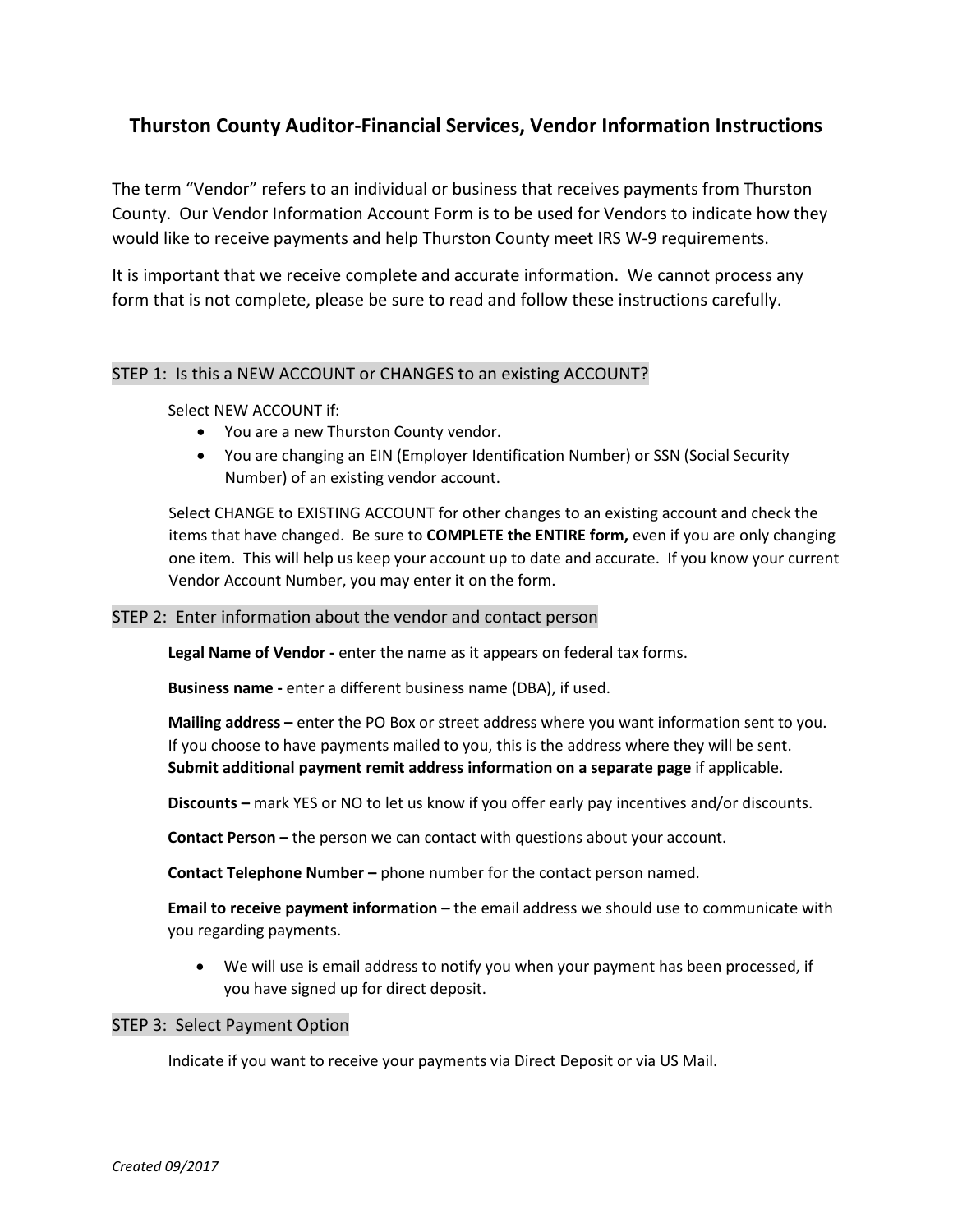# Thurston County Auditor-Financial Services, Vendor Information Instructions

The term "Vendor" refers to an individual or business that receives payments from Thurston County. Our Vendor Information Account Form is to be used for Vendors to indicate how they would like to receive payments and help Thurston County meet IRS W-9 requirements.

It is important that we receive complete and accurate information. We cannot process any form that is not complete, please be sure to read and follow these instructions carefully.

## STEP 1: Is this a NEW ACCOUNT or CHANGES to an existing ACCOUNT?

Select NEW ACCOUNT if:

- You are a new Thurston County vendor.
- You are changing an EIN (Employer Identification Number) or SSN (Social Security Number) of an existing vendor account.

Select CHANGE to EXISTING ACCOUNT for other changes to an existing account and check the items that have changed. Be sure to **COMPLETE the ENTIRE form,** even if you are only changing one item. This will help us keep your account up to date and accurate. If you know your current Vendor Account Number, you may enter it on the form.

## STEP 2: Enter information about the vendor and contact person

**Legal Name of Vendor -** enter the name as it appears on federal tax forms.

**Business name -** enter a different business name (DBA), if used.

**Mailing address –** enter the PO Box or street address where you want information sent to you. If you choose to have payments mailed to you, this is the address where they will be sent. **Submit additional payment remit address information on a separate page** if applicable.

**Discounts –** mark YES or NO to let us know if you offer early pay incentives and/or discounts.

**Contact Person –** the person we can contact with questions about your account.

**Contact Telephone Number –** phone number for the contact person named.

**Email to receive payment information –** the email address we should use to communicate with you regarding payments.

- We will use is email address to notify you when your payment has been processed, if you have signed up for direct deposit.

## STEP 3: Select Payment Option

Indicate if you want to receive your payments via Direct Deposit or via US Mail.

*Created 09/2017*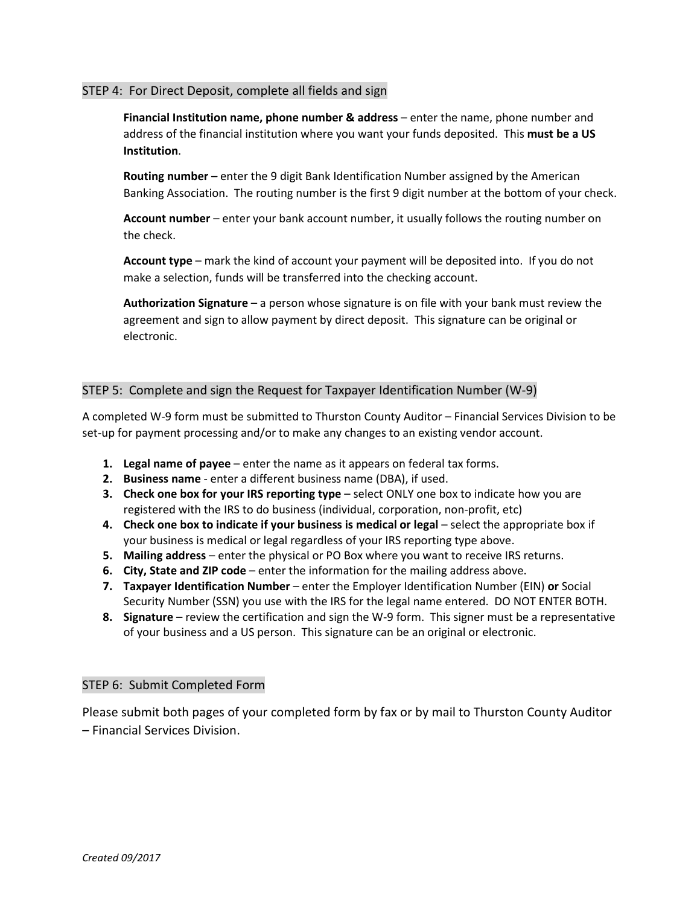## STEP 4: For Direct Deposit, complete all fields and sign

**Financial Institution name, phone number & address** – enter the name, phone number and address of the financial institution where you want your funds deposited. This **must be a US Institution**.

**Routing number –** enter the 9 digit Bank Identification Number assigned by the American Banking Association. The routing number is the first 9 digit number at the bottom of your check.

**Account number** – enter your bank account number, it usually follows the routing number on the check.

**Account type** – mark the kind of account your payment will be deposited into. If you do not make a selection, funds will be transferred into the checking account.

**Authorization Signature** – a person whose signature is on file with your bank must review the agreement and sign to allow payment by direct deposit. This signature can be original or electronic.

## STEP 5: Complete and sign the Request for Taxpayer Identification Number (W-9)

A completed W-9 form must be submitted to Thurston County Auditor – Financial Services Division to be set-up for payment processing and/or to make any changes to an existing vendor account.

1. **Legal name of payee** – enter the name as it appears on federal tax forms.
2. **Business name** - enter a different business name (DBA), if used.
3. **Check one box for your IRS reporting type** – select ONLY one box to indicate how you are registered with the IRS to do business (individual, corporation, non-profit, etc)
4. **Check one box to indicate if your business is medical or legal** – select the appropriate box if your business is medical or legal regardless of your IRS reporting type above.
5. **Mailing address** – enter the physical or PO Box where you want to receive IRS returns.
6. **City, State and ZIP code** – enter the information for the mailing address above.
7. **Taxpayer Identification Number** – enter the Employer Identification Number (EIN) **or** Social Security Number (SSN) you use with the IRS for the legal name entered. DO NOT ENTER BOTH.
8. **Signature** – review the certification and sign the W-9 form. This signer must be a representative of your business and a US person. This signature can be an original or electronic.

## STEP 6: Submit Completed Form

Please submit both pages of your completed form by fax or by mail to Thurston County Auditor – Financial Services Division.

*Created 09/2017*